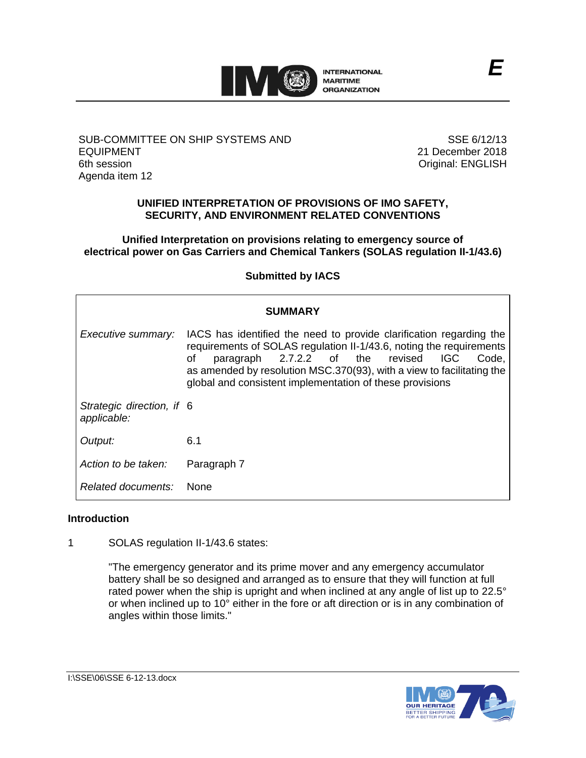E

| SUB-COMMITTEE ON SHIP SYSTEMS AND EQUIPMENT<br>6th session<br>Agenda item 12 | SSE 6/12/13<br>21 December 2018<br>Original: ENGLISH |
|---|---|

## UNIFIED INTERPRETATION OF PROVISIONS OF IMO SAFETY, SECURITY, AND ENVIRONMENT RELATED CONVENTIONS

### Unified Interpretation on provisions relating to emergency source of electrical power on Gas Carriers and Chemical Tankers (SOLAS regulation II-1/43.6)

**Submitted by IACS**

| SUMMARY | |
|---|---|
| *Executive summary:* | IACS has identified the need to provide clarification regarding the requirements of SOLAS regulation II-1/43.6, noting the requirements of paragraph 2.7.2.2 of the revised IGC Code, as amended by resolution MSC.370(93), with a view to facilitating the global and consistent implementation of these provisions |
| *Strategic direction, if applicable:* | 6 |
| *Output:* | 6.1 |
| *Action to be taken:* | Paragraph 7 |
| *Related documents:* | None |

**Introduction**

1 SOLAS regulation II-1/43.6 states:

> "The emergency generator and its prime mover and any emergency accumulator battery shall be so designed and arranged as to ensure that they will function at full rated power when the ship is upright and when inclined at any angle of list up to 22.5° or when inclined up to 10° either in the fore or aft direction or is in any combination of angles within those limits."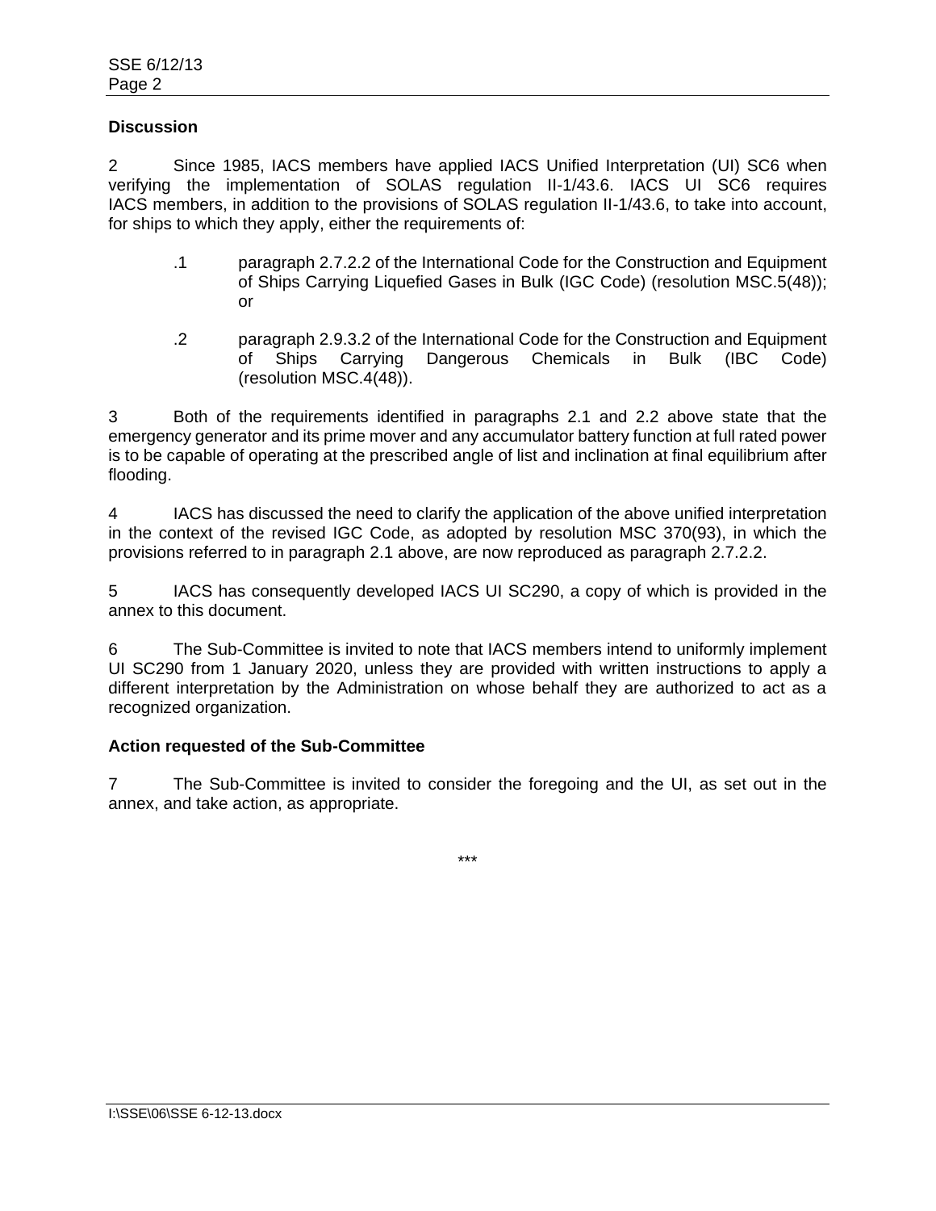## Discussion

2 Since 1985, IACS members have applied IACS Unified Interpretation (UI) SC6 when verifying the implementation of SOLAS regulation II-1/43.6. IACS UI SC6 requires IACS members, in addition to the provisions of SOLAS regulation II-1/43.6, to take into account, for ships to which they apply, either the requirements of:

.1 paragraph 2.7.2.2 of the International Code for the Construction and Equipment of Ships Carrying Liquefied Gases in Bulk (IGC Code) (resolution MSC.5(48)); or

.2 paragraph 2.9.3.2 of the International Code for the Construction and Equipment of Ships Carrying Dangerous Chemicals in Bulk (IBC Code) (resolution MSC.4(48)).

3 Both of the requirements identified in paragraphs 2.1 and 2.2 above state that the emergency generator and its prime mover and any accumulator battery function at full rated power is to be capable of operating at the prescribed angle of list and inclination at final equilibrium after flooding.

4 IACS has discussed the need to clarify the application of the above unified interpretation in the context of the revised IGC Code, as adopted by resolution MSC 370(93), in which the provisions referred to in paragraph 2.1 above, are now reproduced as paragraph 2.7.2.2.

5 IACS has consequently developed IACS UI SC290, a copy of which is provided in the annex to this document.

6 The Sub-Committee is invited to note that IACS members intend to uniformly implement UI SC290 from 1 January 2020, unless they are provided with written instructions to apply a different interpretation by the Administration on whose behalf they are authorized to act as a recognized organization.

## Action requested of the Sub-Committee

7 The Sub-Committee is invited to consider the foregoing and the UI, as set out in the annex, and take action, as appropriate.

***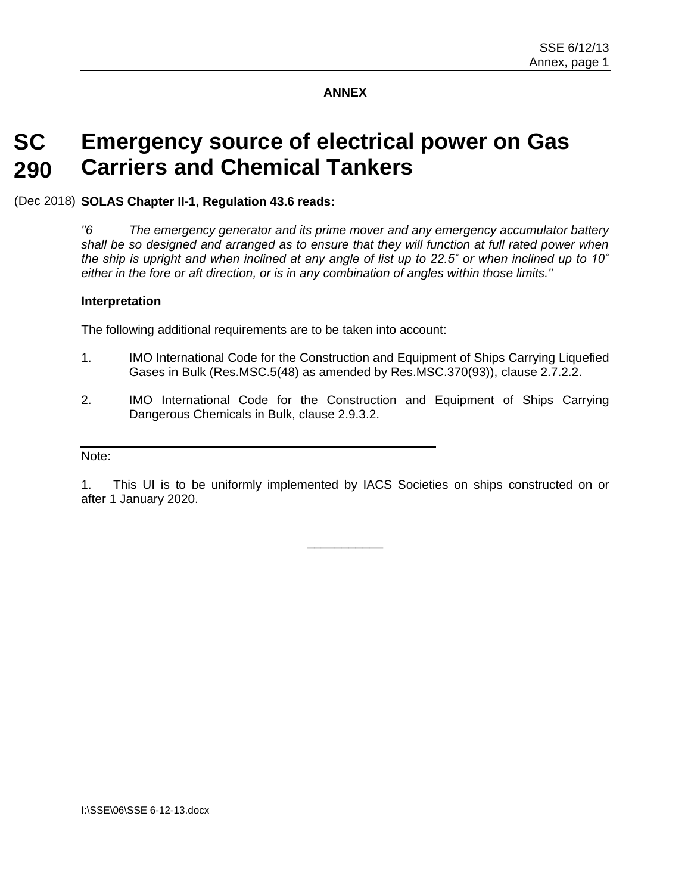**ANNEX**

# SC 290 Emergency source of electrical power on Gas Carriers and Chemical Tankers

(Dec 2018) **SOLAS Chapter II-1, Regulation 43.6 reads:**

*"6 The emergency generator and its prime mover and any emergency accumulator battery shall be so designed and arranged as to ensure that they will function at full rated power when the ship is upright and when inclined at any angle of list up to 22.5° or when inclined up to 10° either in the fore or aft direction, or is in any combination of angles within those limits."*

**Interpretation**

The following additional requirements are to be taken into account:

1. IMO International Code for the Construction and Equipment of Ships Carrying Liquefied Gases in Bulk (Res.MSC.5(48) as amended by Res.MSC.370(93)), clause 2.7.2.2.

2. IMO International Code for the Construction and Equipment of Ships Carrying Dangerous Chemicals in Bulk, clause 2.9.3.2.

---

Note:

1. This UI is to be uniformly implemented by IACS Societies on ships constructed on or after 1 January 2020.